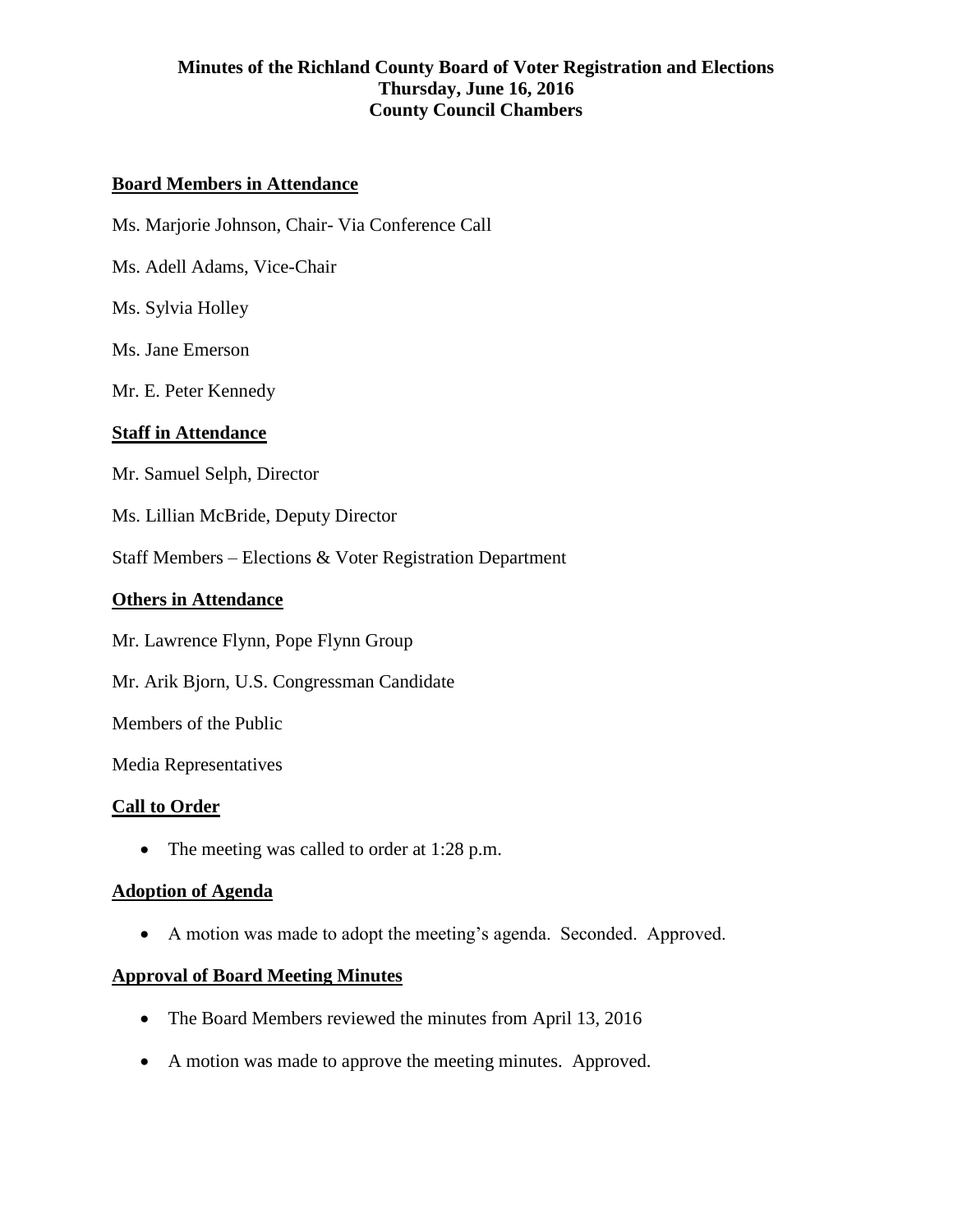**Minutes of the Richland County Board of Voter Registration and Elections**
**Thursday, June 16, 2016**
**County Council Chambers**

## Board Members in Attendance

Ms. Marjorie Johnson, Chair- Via Conference Call

Ms. Adell Adams, Vice-Chair

Ms. Sylvia Holley

Ms. Jane Emerson

Mr. E. Peter Kennedy

## Staff in Attendance

Mr. Samuel Selph, Director

Ms. Lillian McBride, Deputy Director

Staff Members – Elections & Voter Registration Department

## Others in Attendance

Mr. Lawrence Flynn, Pope Flynn Group

Mr. Arik Bjorn, U.S. Congressman Candidate

Members of the Public

Media Representatives

## Call to Order

- The meeting was called to order at 1:28 p.m.

## Adoption of Agenda

- A motion was made to adopt the meeting's agenda. Seconded. Approved.

## Approval of Board Meeting Minutes

- The Board Members reviewed the minutes from April 13, 2016
- A motion was made to approve the meeting minutes. Approved.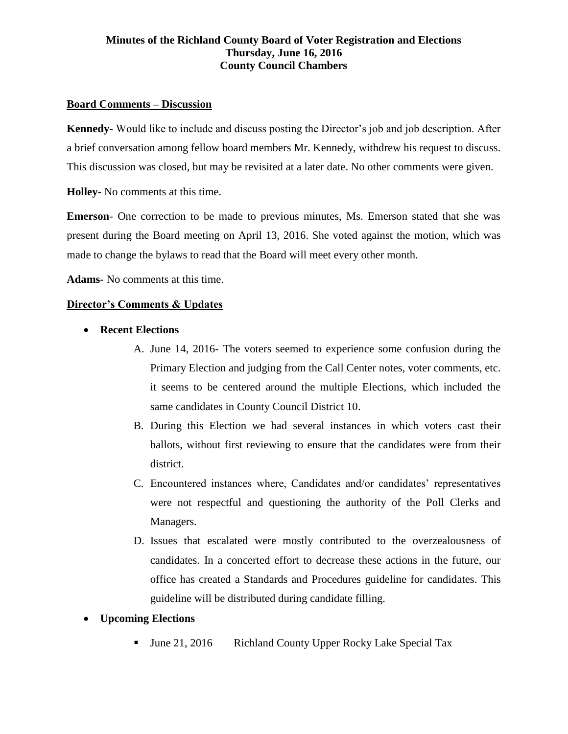**Minutes of the Richland County Board of Voter Registration and Elections**
**Thursday, June 16, 2016**
**County Council Chambers**

## Board Comments – Discussion

**Kennedy-** Would like to include and discuss posting the Director's job and job description. After a brief conversation among fellow board members Mr. Kennedy, withdrew his request to discuss. This discussion was closed, but may be revisited at a later date. No other comments were given.

**Holley-** No comments at this time.

**Emerson**- One correction to be made to previous minutes, Ms. Emerson stated that she was present during the Board meeting on April 13, 2016. She voted against the motion, which was made to change the bylaws to read that the Board will meet every other month.

**Adams-** No comments at this time.

## Director's Comments & Updates

- **Recent Elections**
  - A. June 14, 2016- The voters seemed to experience some confusion during the Primary Election and judging from the Call Center notes, voter comments, etc. it seems to be centered around the multiple Elections, which included the same candidates in County Council District 10.
  - B. During this Election we had several instances in which voters cast their ballots, without first reviewing to ensure that the candidates were from their district.
  - C. Encountered instances where, Candidates and/or candidates' representatives were not respectful and questioning the authority of the Poll Clerks and Managers.
  - D. Issues that escalated were mostly contributed to the overzealousness of candidates. In a concerted effort to decrease these actions in the future, our office has created a Standards and Procedures guideline for candidates. This guideline will be distributed during candidate filling.
- **Upcoming Elections**
  - June 21, 2016 Richland County Upper Rocky Lake Special Tax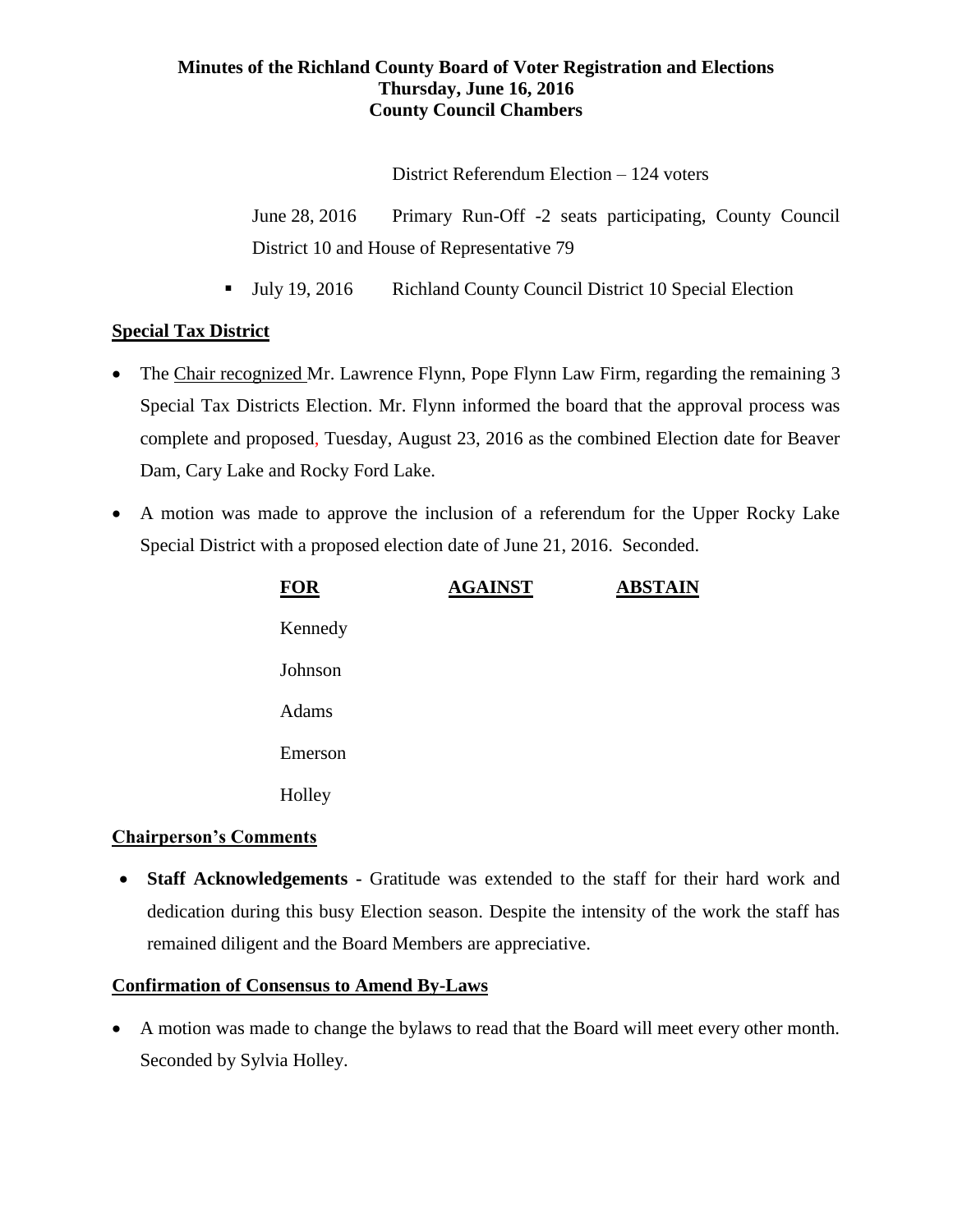**Minutes of the Richland County Board of Voter Registration and Elections**
**Thursday, June 16, 2016**
**County Council Chambers**

District Referendum Election – 124 voters

June 28, 2016 Primary Run-Off -2 seats participating, County Council District 10 and House of Representative 79

- July 19, 2016 Richland County Council District 10 Special Election

**Special Tax District**

- The Chair recognized Mr. Lawrence Flynn, Pope Flynn Law Firm, regarding the remaining 3 Special Tax Districts Election. Mr. Flynn informed the board that the approval process was complete and proposed, Tuesday, August 23, 2016 as the combined Election date for Beaver Dam, Cary Lake and Rocky Ford Lake.
- A motion was made to approve the inclusion of a referendum for the Upper Rocky Lake Special District with a proposed election date of June 21, 2016. Seconded.

| FOR | AGAINST | ABSTAIN |
|---|---|---|
| Kennedy | | |
| Johnson | | |
| Adams | | |
| Emerson | | |
| Holley | | |

**Chairperson's Comments**

- **Staff Acknowledgements -** Gratitude was extended to the staff for their hard work and dedication during this busy Election season. Despite the intensity of the work the staff has remained diligent and the Board Members are appreciative.

**Confirmation of Consensus to Amend By-Laws**

- A motion was made to change the bylaws to read that the Board will meet every other month. Seconded by Sylvia Holley.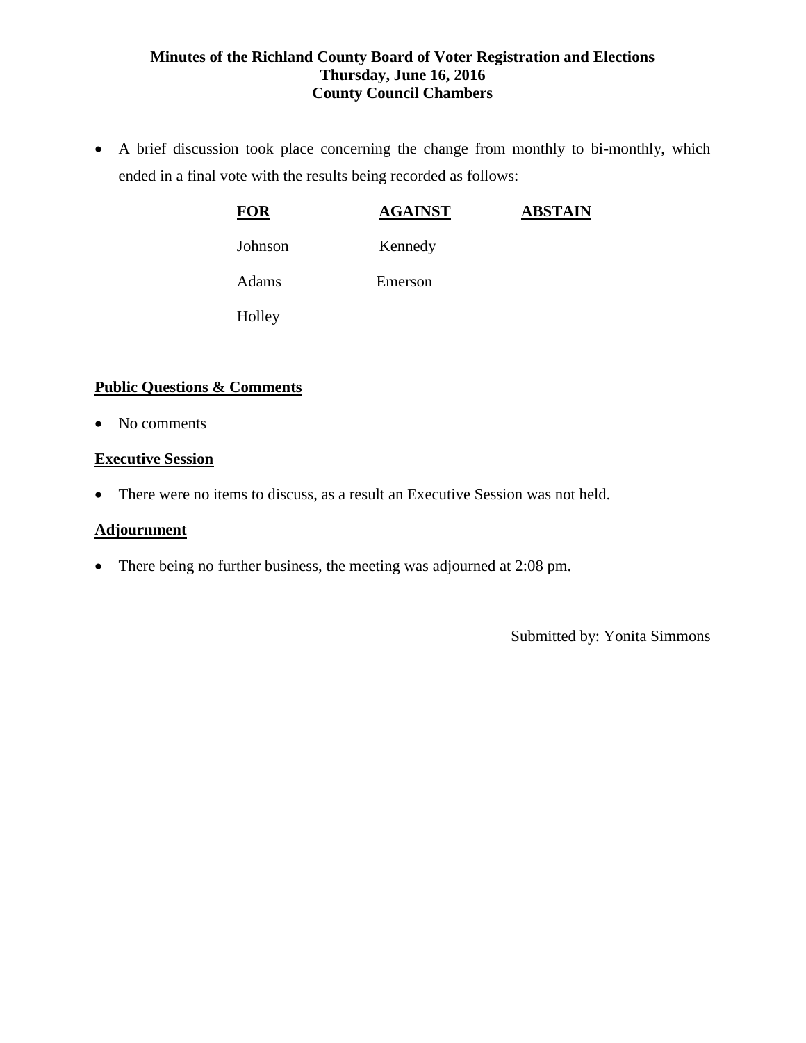**Minutes of the Richland County Board of Voter Registration and Elections**
**Thursday, June 16, 2016**
**County Council Chambers**

- A brief discussion took place concerning the change from monthly to bi-monthly, which ended in a final vote with the results being recorded as follows:

| FOR | AGAINST | ABSTAIN |
|---|---|---|
| Johnson | Kennedy | |
| Adams | Emerson | |
| Holley | | |

## Public Questions & Comments

- No comments

## Executive Session

- There were no items to discuss, as a result an Executive Session was not held.

## Adjournment

- There being no further business, the meeting was adjourned at 2:08 pm.

Submitted by: Yonita Simmons